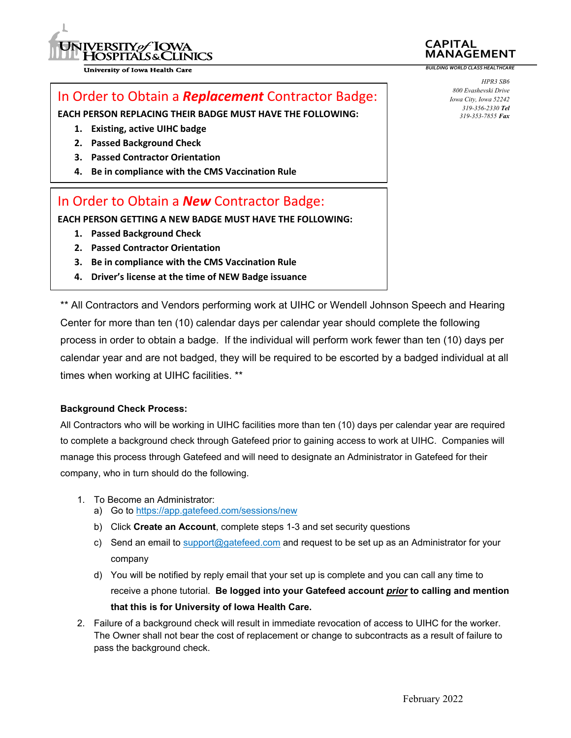University of Iowa Hospitals & Clinics
University of Iowa Health Care

CAPITAL MANAGEMENT
*BUILDING WORLD CLASS HEALTHCARE*

HPR3 SB6
800 Evashevski Drive
Iowa City, Iowa 52242
319-356-2330 **Tel**
319-353-7855 **Fax**

## In Order to Obtain a ***Replacement*** Contractor Badge:

**EACH PERSON REPLACING THEIR BADGE MUST HAVE THE FOLLOWING:**

1. **Existing, active UIHC badge**
2. **Passed Background Check**
3. **Passed Contractor Orientation**
4. **Be in compliance with the CMS Vaccination Rule**

## In Order to Obtain a ***New*** Contractor Badge:

**EACH PERSON GETTING A NEW BADGE MUST HAVE THE FOLLOWING:**

1. **Passed Background Check**
2. **Passed Contractor Orientation**
3. **Be in compliance with the CMS Vaccination Rule**
4. **Driver's license at the time of NEW Badge issuance**

** All Contractors and Vendors performing work at UIHC or Wendell Johnson Speech and Hearing Center for more than ten (10) calendar days per calendar year should complete the following process in order to obtain a badge. If the individual will perform work fewer than ten (10) days per calendar year and are not badged, they will be required to be escorted by a badged individual at all times when working at UIHC facilities. **

**Background Check Process:**

All Contractors who will be working in UIHC facilities more than ten (10) days per calendar year are required to complete a background check through Gatefeed prior to gaining access to work at UIHC. Companies will manage this process through Gatefeed and will need to designate an Administrator in Gatefeed for their company, who in turn should do the following.

1. To Become an Administrator:
   a) Go to https://app.gatefeed.com/sessions/new
   b) Click **Create an Account**, complete steps 1-3 and set security questions
   c) Send an email to support@gatefeed.com and request to be set up as an Administrator for your company
   d) You will be notified by reply email that your set up is complete and you can call any time to receive a phone tutorial. **Be logged into your Gatefeed account *prior* to calling and mention that this is for University of Iowa Health Care.**
2. Failure of a background check will result in immediate revocation of access to UIHC for the worker. The Owner shall not bear the cost of replacement or change to subcontracts as a result of failure to pass the background check.

February 2022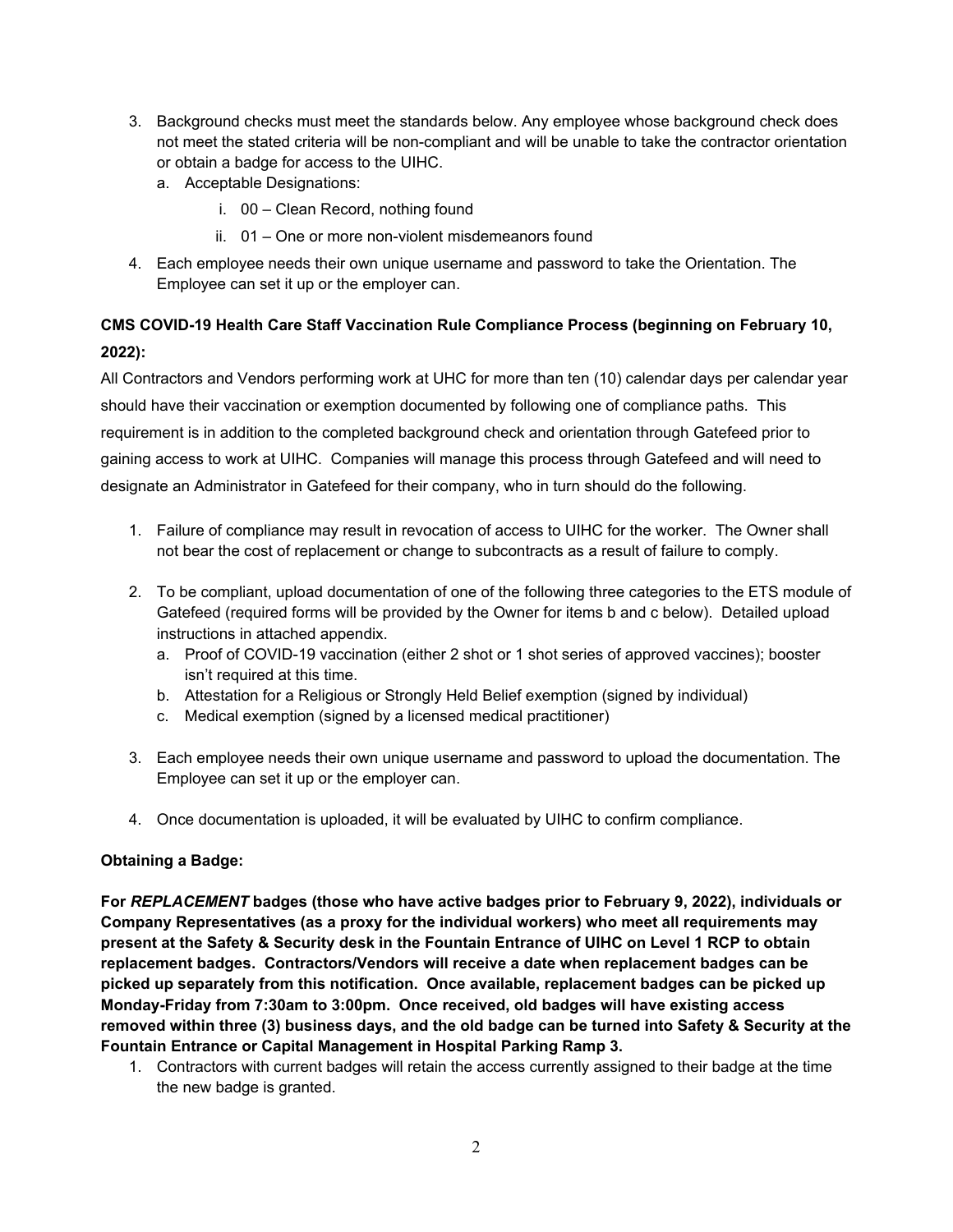3. Background checks must meet the standards below. Any employee whose background check does not meet the stated criteria will be non-compliant and will be unable to take the contractor orientation or obtain a badge for access to the UIHC.
   a. Acceptable Designations:
      i. 00 – Clean Record, nothing found
      ii. 01 – One or more non-violent misdemeanors found
4. Each employee needs their own unique username and password to take the Orientation. The Employee can set it up or the employer can.

**CMS COVID-19 Health Care Staff Vaccination Rule Compliance Process (beginning on February 10, 2022):**

All Contractors and Vendors performing work at UHC for more than ten (10) calendar days per calendar year should have their vaccination or exemption documented by following one of compliance paths. This requirement is in addition to the completed background check and orientation through Gatefeed prior to gaining access to work at UIHC. Companies will manage this process through Gatefeed and will need to designate an Administrator in Gatefeed for their company, who in turn should do the following.

1. Failure of compliance may result in revocation of access to UIHC for the worker. The Owner shall not bear the cost of replacement or change to subcontracts as a result of failure to comply.

2. To be compliant, upload documentation of one of the following three categories to the ETS module of Gatefeed (required forms will be provided by the Owner for items b and c below). Detailed upload instructions in attached appendix.
   a. Proof of COVID-19 vaccination (either 2 shot or 1 shot series of approved vaccines); booster isn't required at this time.
   b. Attestation for a Religious or Strongly Held Belief exemption (signed by individual)
   c. Medical exemption (signed by a licensed medical practitioner)

3. Each employee needs their own unique username and password to upload the documentation. The Employee can set it up or the employer can.

4. Once documentation is uploaded, it will be evaluated by UIHC to confirm compliance.

**Obtaining a Badge:**

**For *REPLACEMENT* badges (those who have active badges prior to February 9, 2022), individuals or Company Representatives (as a proxy for the individual workers) who meet all requirements may present at the Safety & Security desk in the Fountain Entrance of UIHC on Level 1 RCP to obtain replacement badges. Contractors/Vendors will receive a date when replacement badges can be picked up separately from this notification. Once available, replacement badges can be picked up Monday-Friday from 7:30am to 3:00pm. Once received, old badges will have existing access removed within three (3) business days, and the old badge can be turned into Safety & Security at the Fountain Entrance or Capital Management in Hospital Parking Ramp 3.**

1. Contractors with current badges will retain the access currently assigned to their badge at the time the new badge is granted.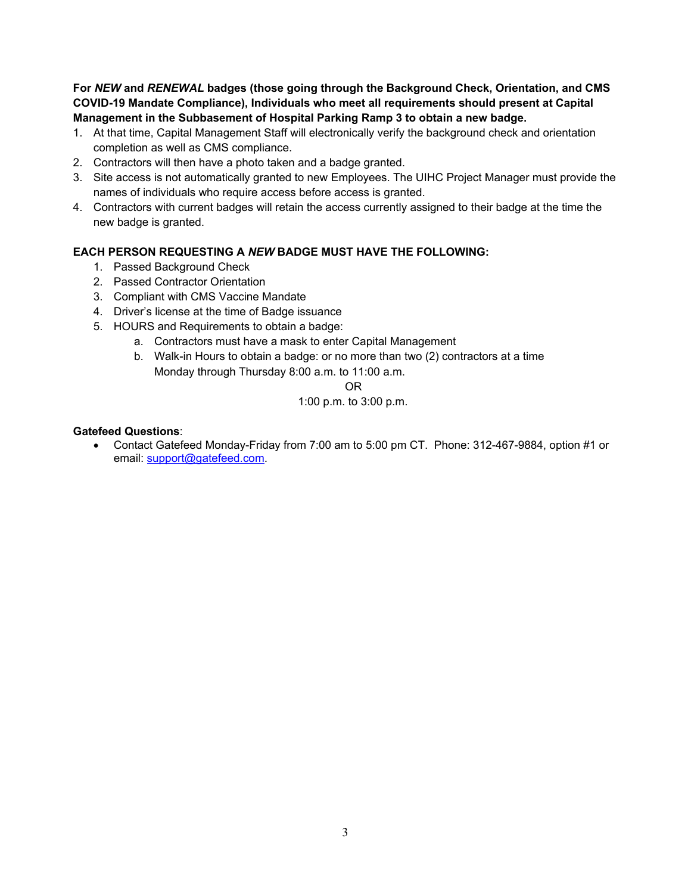**For *NEW* and *RENEWAL* badges (those going through the Background Check, Orientation, and CMS COVID-19 Mandate Compliance), Individuals who meet all requirements should present at Capital Management in the Subbasement of Hospital Parking Ramp 3 to obtain a new badge.**

1. At that time, Capital Management Staff will electronically verify the background check and orientation completion as well as CMS compliance.
2. Contractors will then have a photo taken and a badge granted.
3. Site access is not automatically granted to new Employees. The UIHC Project Manager must provide the names of individuals who require access before access is granted.
4. Contractors with current badges will retain the access currently assigned to their badge at the time the new badge is granted.

**EACH PERSON REQUESTING A *NEW* BADGE MUST HAVE THE FOLLOWING:**

1. Passed Background Check
2. Passed Contractor Orientation
3. Compliant with CMS Vaccine Mandate
4. Driver's license at the time of Badge issuance
5. HOURS and Requirements to obtain a badge:
    a. Contractors must have a mask to enter Capital Management
    b. Walk-in Hours to obtain a badge: or no more than two (2) contractors at a time Monday through Thursday 8:00 a.m. to 11:00 a.m.

       OR

       1:00 p.m. to 3:00 p.m.

**Gatefeed Questions**:

- Contact Gatefeed Monday-Friday from 7:00 am to 5:00 pm CT. Phone: 312-467-9884, option #1 or email: support@gatefeed.com.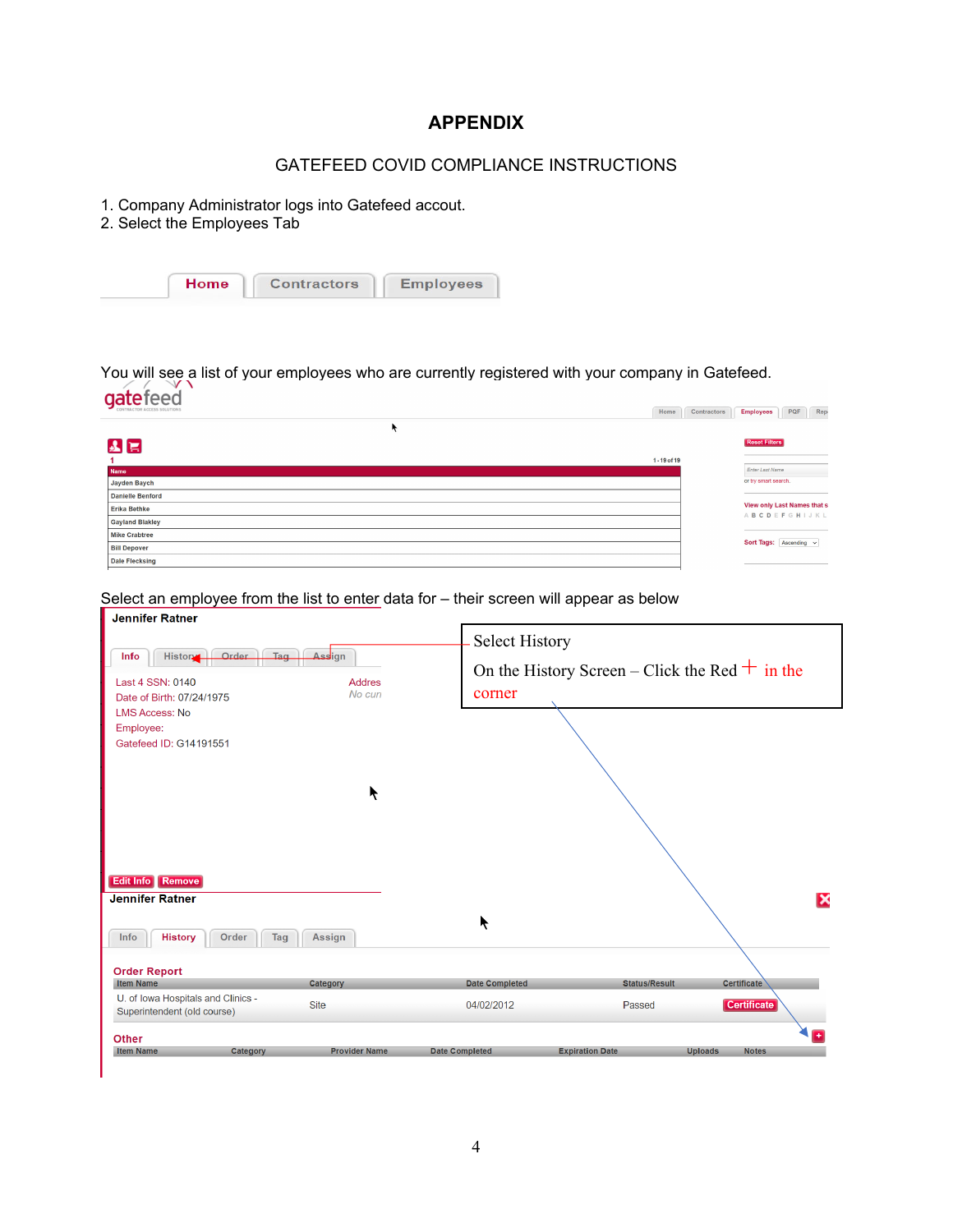# APPENDIX

## GATEFEED COVID COMPLIANCE INSTRUCTIONS

1. Company Administrator logs into Gatefeed accout.
2. Select the Employees Tab

Home | Contractors | Employees

You will see a list of your employees who are currently registered with your company in Gatefeed.

Select an employee from the list to enter data for – their screen will appear as below

Select History

On the History Screen – Click the Red + in the corner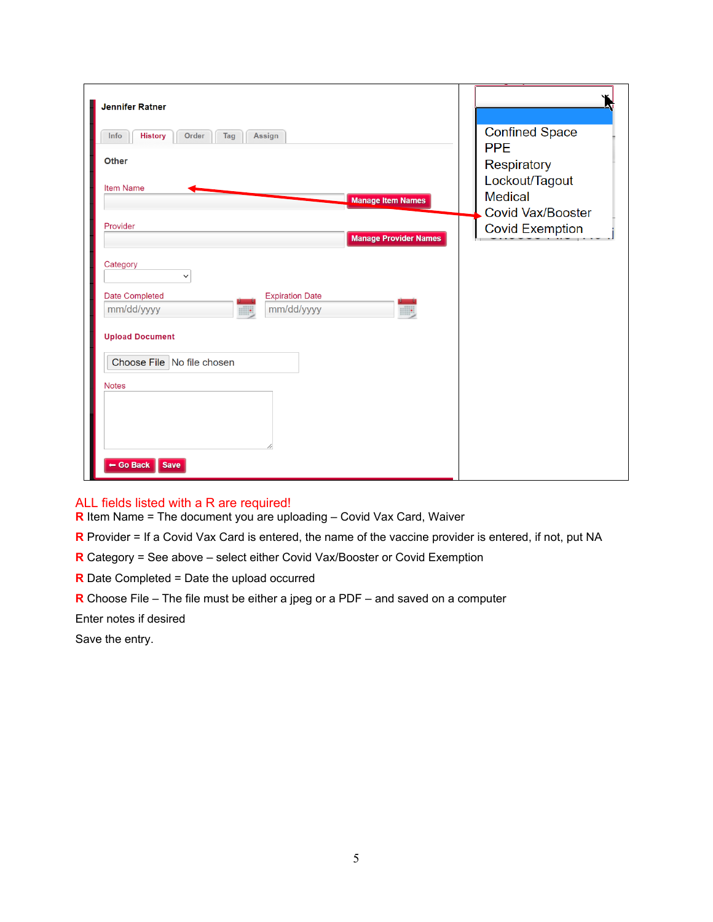Jennifer Ratner

Info | History | Order | Tag | Assign

Other

Item Name

Manage Item Names

Provider

Manage Provider Names

Category

Date Completed

mm/dd/yyyy

Expiration Date

mm/dd/yyyy

Upload Document

Choose File No file chosen

Notes

Go Back Save

Confined Space
PPE
Respiratory
Lockout/Tagout
Medical
Covid Vax/Booster
Covid Exemption

ALL fields listed with a R are required!

**R** Item Name = The document you are uploading – Covid Vax Card, Waiver

**R** Provider = If a Covid Vax Card is entered, the name of the vaccine provider is entered, if not, put NA

**R** Category = See above – select either Covid Vax/Booster or Covid Exemption

**R** Date Completed = Date the upload occurred

**R** Choose File – The file must be either a jpeg or a PDF – and saved on a computer

Enter notes if desired

Save the entry.